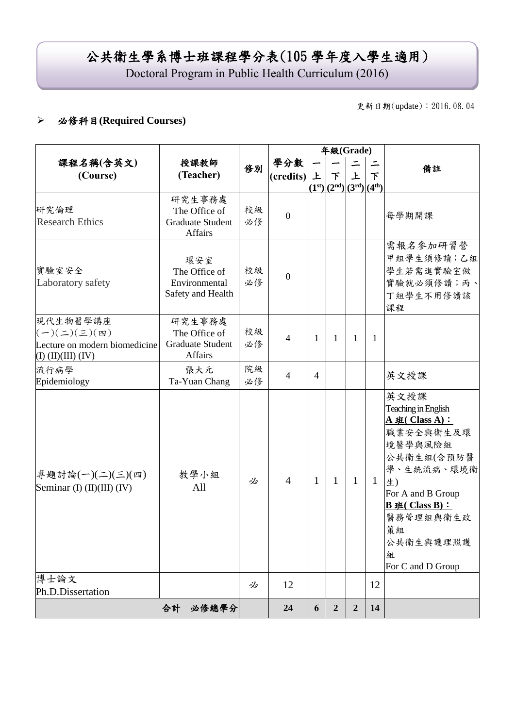# 公共衛生學系博士班課程學分表(105 學年度入學生適用)

Doctoral Program in Public Health Curriculum (2016)

更新日期(update)：2016.08.04

➢ **必修科目(Required Courses)**

| 課程名稱(含英文) (Course) | 授課教師 (Teacher) | 修別 | 學分數 (credits) | 年級(Grade) 一上 (1st) | 一下 (2nd) | 二上 (3rd) | 二下 (4th) | 備註 |
|---|---|---|---|---|---|---|---|---|
| 研究倫理 Research Ethics | 研究生事務處 The Office of Graduate Student Affairs | 校級必修 | 0 | | | | | 每學期開課 |
| 實驗室安全 Laboratory safety | 環安室 The Office of Environmental Safety and Health | 校級必修 | 0 | | | | | 需報名參加研習營 甲組學生須修讀；乙組學生若需進實驗室做實驗就必須修讀；丙、丁組學生不用修讀該課程 |
| 現代生物醫學講座(一)(二)(三)(四) Lecture on modern biomedicine (I) (II)(III) (IV) | 研究生事務處 The Office of Graduate Student Affairs | 校級必修 | 4 | 1 | 1 | 1 | 1 | |
| 流行病學 Epidemiology | 張大元 Ta-Yuan Chang | 院級必修 | 4 | 4 | | | | 英文授課 |
| 專題討論(一)(二)(三)(四) Seminar (I) (II)(III) (IV) | 教學小組 All | 必 | 4 | 1 | 1 | 1 | 1 | 英文授課 Teaching in English **A 班( Class A)：** 職業安全與衛生及環境醫學與風險組 公共衛生組(含預防醫學、生統流病、環境衛生) For A and B Group **B 班( Class B)：** 醫務管理組與衛生政策組 公共衛生與護理照護組 For C and D Group |
| 博士論文 Ph.D.Dissertation | | 必 | 12 | | | | 12 | |
| **合計　必修總學分** | | | **24** | **6** | **2** | **2** | **14** | |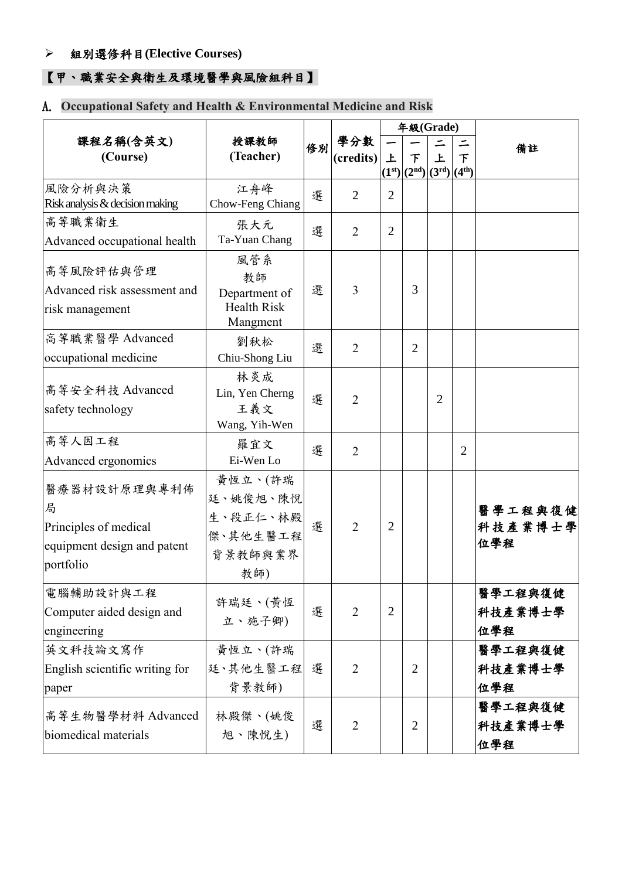- **組別選修科目(Elective Courses)**

## 【甲、職業安全與衛生及環境醫學與風險組科目】

## A. Occupational Safety and Health & Environmental Medicine and Risk

| 課程名稱(含英文) (Course) | 授課教師 (Teacher) | 修別 | 學分數 (credits) | 年級(Grade) | | | | 備註 |
|---|---|---|---|---|---|---|---|---|
| | | | | 一上 (1st) | 一下 (2nd) | 二上 (3rd) | 二下 (4th) | |
| 風險分析與決策 Risk analysis & decision making | 江舟峰 Chow-Feng Chiang | 選 | 2 | 2 | | | | |
| 高等職業衛生 Advanced occupational health | 張大元 Ta-Yuan Chang | 選 | 2 | 2 | | | | |
| 高等風險評估與管理 Advanced risk assessment and risk management | 風管系教師 Department of Health Risk Mangment | 選 | 3 | | 3 | | | |
| 高等職業醫學 Advanced occupational medicine | 劉秋松 Chiu-Shong Liu | 選 | 2 | | 2 | | | |
| 高等安全科技 Advanced safety technology | 林炎成 Lin, Yen Cherng 王義文 Wang, Yih-Wen | 選 | 2 | | | 2 | | |
| 高等人因工程 Advanced ergonomics | 羅宜文 Ei-Wen Lo | 選 | 2 | | | | 2 | |
| 醫療器材設計原理與專利佈局 Principles of medical equipment design and patent portfolio | 黃恆立、(許瑞廷、姚俊旭、陳悅生、段正仁、林殿傑、其他生醫工程背景教師與業界教師) | 選 | 2 | 2 | | | | 醫學工程與復健科技產業博士學位學程 |
| 電腦輔助設計與工程 Computer aided design and engineering | 許瑞廷、(黃恆立、施子卿) | 選 | 2 | 2 | | | | 醫學工程與復健科技產業博士學位學程 |
| 英文科技論文寫作 English scientific writing for paper | 黃恆立、(許瑞廷、其他生醫工程背景教師) | 選 | 2 | | 2 | | | 醫學工程與復健科技產業博士學位學程 |
| 高等生物醫學材料 Advanced biomedical materials | 林殿傑、(姚俊旭、陳悅生) | 選 | 2 | | 2 | | | 醫學工程與復健科技產業博士學位學程 |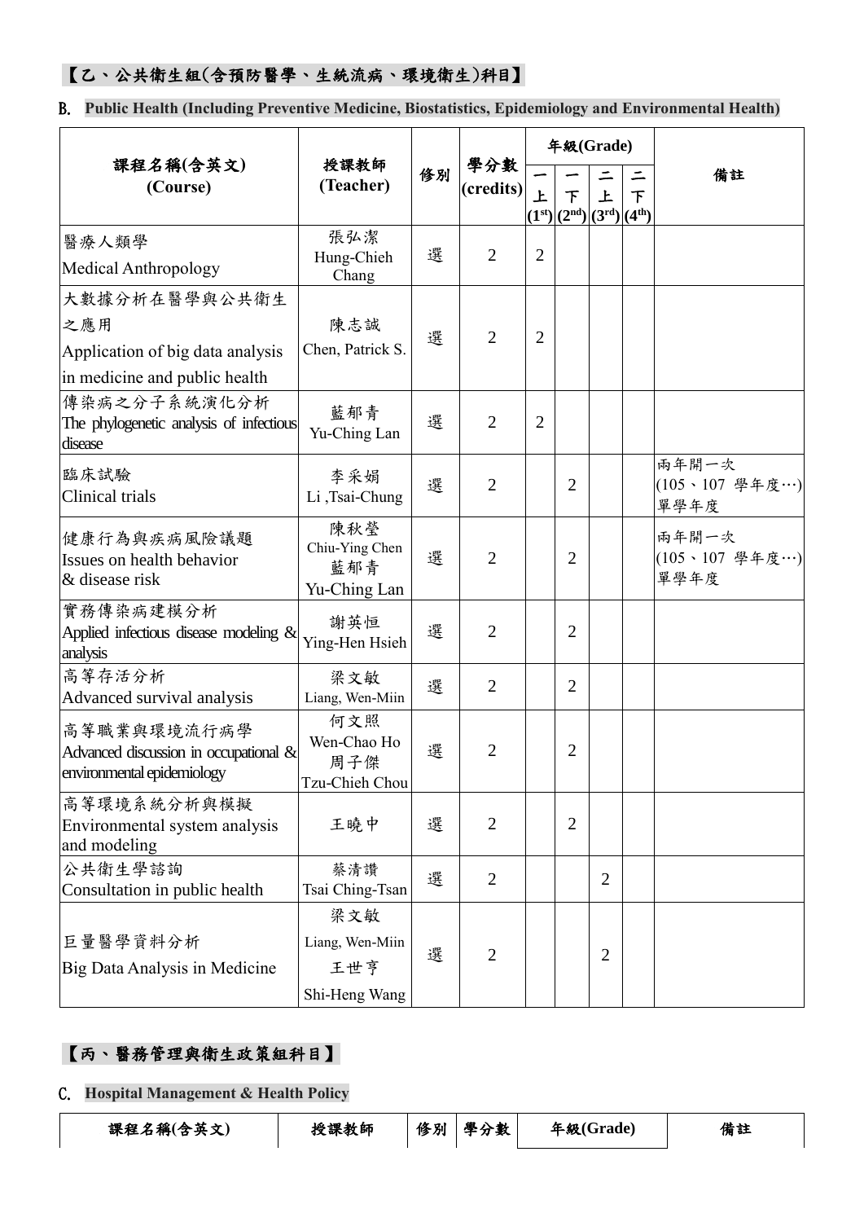## 【乙、公共衛生組(含預防醫學、生統流病、環境衛生)科目】

B. **Public Health (Including Preventive Medicine, Biostatistics, Epidemiology and Environmental Health)**

| 課程名稱(含英文) (Course) | 授課教師 (Teacher) | 修別 | 學分數 (credits) | 年級(Grade) | | | | 備註 |
|---|---|---|---|---|---|---|---|---|
| | | | | 一上 (1st) | 一下 (2nd) | 二上 (3rd) | 二下 (4th) | |
| 醫療人類學 Medical Anthropology | 張弘潔 Hung-Chieh Chang | 選 | 2 | 2 | | | | |
| 大數據分析在醫學與公共衛生之應用 Application of big data analysis in medicine and public health | 陳志誠 Chen, Patrick S. | 選 | 2 | 2 | | | | |
| 傳染病之分子系統演化分析 The phylogenetic analysis of infectious disease | 藍郁青 Yu-Ching Lan | 選 | 2 | 2 | | | | |
| 臨床試驗 Clinical trials | 李采娟 Li ,Tsai-Chung | 選 | 2 | | 2 | | | 兩年開一次 (105、107 學年度…) 單學年度 |
| 健康行為與疾病風險議題 Issues on health behavior & disease risk | 陳秋瑩 Chiu-Ying Chen 藍郁青 Yu-Ching Lan | 選 | 2 | | 2 | | | 兩年開一次 (105、107 學年度…) 單學年度 |
| 實務傳染病建模分析 Applied infectious disease modeling & analysis | 謝英恒 Ying-Hen Hsieh | 選 | 2 | | 2 | | | |
| 高等存活分析 Advanced survival analysis | 梁文敏 Liang, Wen-Miin | 選 | 2 | | 2 | | | |
| 高等職業與環境流行病學 Advanced discussion in occupational & environmental epidemiology | 何文照 Wen-Chao Ho 周子傑 Tzu-Chieh Chou | 選 | 2 | | 2 | | | |
| 高等環境系統分析與模擬 Environmental system analysis and modeling | 王曉中 | 選 | 2 | | 2 | | | |
| 公共衛生學諮詢 Consultation in public health | 蔡清讚 Tsai Ching-Tsan | 選 | 2 | | | 2 | | |
| 巨量醫學資料分析 Big Data Analysis in Medicine | 梁文敏 Liang, Wen-Miin 王世亨 Shi-Heng Wang | 選 | 2 | | | 2 | | |

## 【丙、醫務管理與衛生政策組科目】

C. **Hospital Management & Health Policy**

| 課程名稱(含英文) | 授課教師 | 修別 | 學分數 | 年級(Grade) | 備註 |
|---|---|---|---|---|---|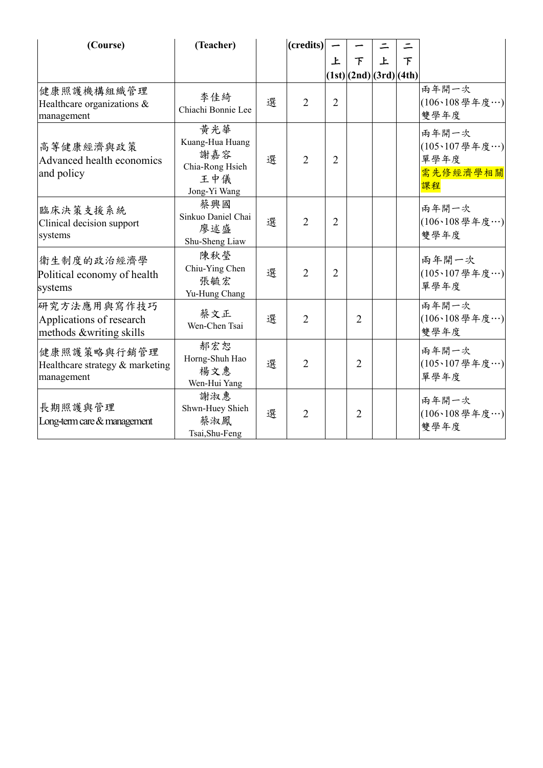| (Course) | (Teacher) | | (credits) | 一上 (1st) | 一下 (2nd) | 二上 (3rd) | 二下 (4th) | |
|---|---|---|---|---|---|---|---|---|
| 健康照護機構組織管理 Healthcare organizations & management | 李佳綺 Chiachi Bonnie Lee | 選 | 2 | 2 | | | | 兩年開一次 (106、108學年度…) 雙學年度 |
| 高等健康經濟與政策 Advanced health economics and policy | 黃光華 Kuang-Hua Huang 謝嘉容 Chia-Rong Hsieh 王中儀 Jong-Yi Wang | 選 | 2 | 2 | | | | 兩年開一次 (105、107學年度…) 單學年度 需先修經濟學相關課程 |
| 臨床決策支援系統 Clinical decision support systems | 蔡興國 Sinkuo Daniel Chai 廖述盛 Shu-Sheng Liaw | 選 | 2 | 2 | | | | 兩年開一次 (106、108學年度…) 雙學年度 |
| 衛生制度的政治經濟學 Political economy of health systems | 陳秋瑩 Chiu-Ying Chen 張毓宏 Yu-Hung Chang | 選 | 2 | 2 | | | | 兩年開一次 (105、107學年度…) 單學年度 |
| 研究方法應用與寫作技巧 Applications of research methods &writing skills | 蔡文正 Wen-Chen Tsai | 選 | 2 | | 2 | | | 兩年開一次 (106、108學年度…) 雙學年度 |
| 健康照護策略與行銷管理 Healthcare strategy & marketing management | 郝宏恕 Horng-Shuh Hao 楊文惠 Wen-Hui Yang | 選 | 2 | | 2 | | | 兩年開一次 (105、107學年度…) 單學年度 |
| 長期照護與管理 Long-term care & management | 謝淑惠 Shwn-Huey Shieh 蔡淑鳳 Tsai,Shu-Feng | 選 | 2 | | 2 | | | 兩年開一次 (106、108學年度…) 雙學年度 |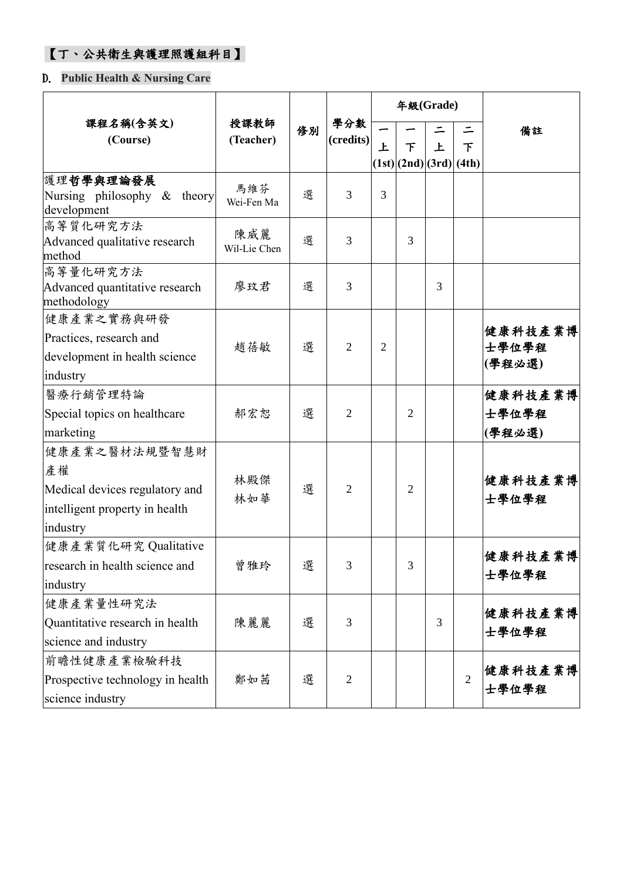## 【丁、公共衛生與護理照護組科目】

**D. Public Health & Nursing Care**

| 課程名稱(含英文) (Course) | 授課教師 (Teacher) | 修別 | 學分數 (credits) | 年級(Grade) | | | | 備註 |
|---|---|---|---|---|---|---|---|---|
| | | | | 一上 (1st) | 一下 (2nd) | 二上 (3rd) | 二下 (4th) | |
| 護理**哲學與理論發展** Nursing philosophy & theory development | 馬維芬 Wei-Fen Ma | 選 | 3 | 3 | | | | |
| 高等質化研究方法 Advanced qualitative research method | 陳威麗 Wil-Lie Chen | 選 | 3 | | 3 | | | |
| 高等量化研究方法 Advanced quantitative research methodology | 廖玟君 | 選 | 3 | | | 3 | | |
| 健康產業之實務與研發 Practices, research and development in health science industry | 趙蓓敏 | 選 | 2 | 2 | | | | **健康科技產業博士學位學程 (學程必選)** |
| 醫療行銷管理特論 Special topics on healthcare marketing | 郝宏恕 | 選 | 2 | | 2 | | | **健康科技產業博士學位學程 (學程必選)** |
| 健康產業之醫材法規暨智慧財產權 Medical devices regulatory and intelligent property in health industry | 林殿傑 林如華 | 選 | 2 | | 2 | | | **健康科技產業博士學位學程** |
| 健康產業質化研究 Qualitative research in health science and industry | 曾雅玲 | 選 | 3 | | 3 | | | **健康科技產業博士學位學程** |
| 健康產業量性研究法 Quantitative research in health science and industry | 陳麗麗 | 選 | 3 | | | 3 | | **健康科技產業博士學位學程** |
| 前瞻性健康產業檢驗科技 Prospective technology in health science industry | 鄭如茜 | 選 | 2 | | | | 2 | **健康科技產業博士學位學程** |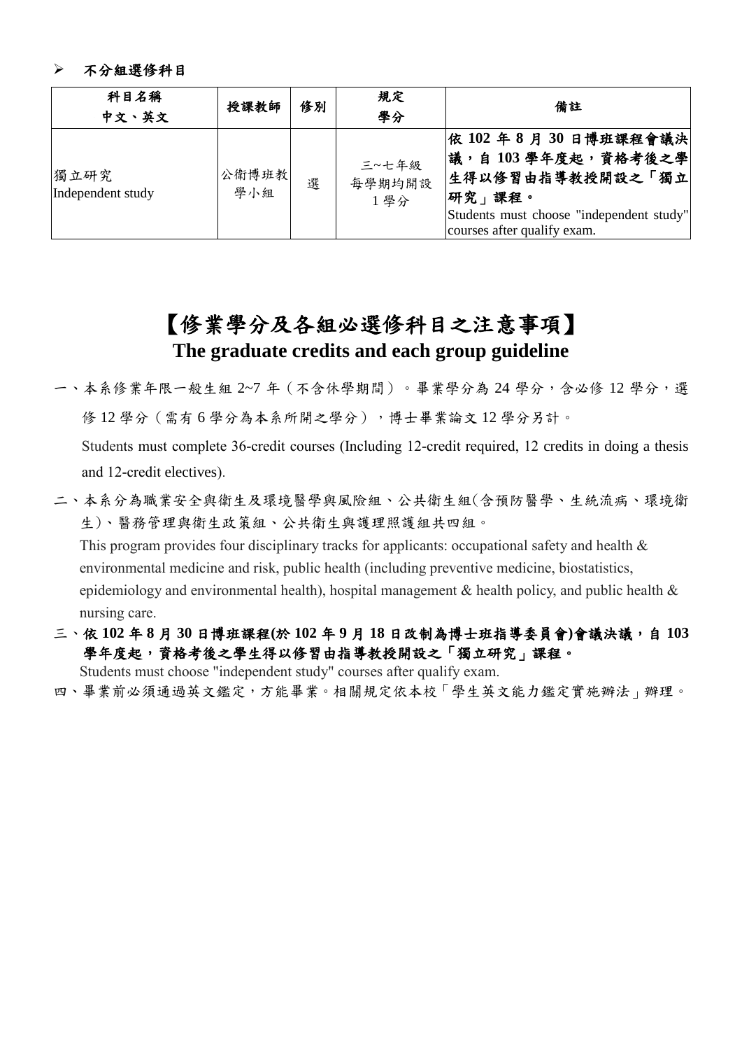➢ **不分組選修科目**

| 科目名稱<br>中文、英文 | 授課教師 | 修別 | 規定<br>學分 | 備註 |
|---|---|---|---|---|
| 獨立研究<br>Independent study | 公衛博班教學小組 | 選 | 三~七年級<br>每學期均開設<br>1學分 | **依 102 年 8 月 30 日博班課程會議決議，自 103 學年度起，資格考後之學生得以修習由指導教授開設之「獨立研究」課程。**<br>Students must choose "independent study" courses after qualify exam. |

# 【修業學分及各組必選修科目之注意事項】
## The graduate credits and each group guideline

一、本系修業年限一般生組 2~7 年（不含休學期間）。畢業學分為 24 學分，含必修 12 學分，選修 12 學分（需有 6 學分為本系所開之學分），博士畢業論文 12 學分另計。

Students must complete 36-credit courses (Including 12-credit required, 12 credits in doing a thesis and 12-credit electives).

二、本系分為職業安全與衛生及環境醫學與風險組、公共衛生組(含預防醫學、生統流病、環境衛生)、醫務管理與衛生政策組、公共衛生與護理照護組共四組。

This program provides four disciplinary tracks for applicants: occupational safety and health & environmental medicine and risk, public health (including preventive medicine, biostatistics, epidemiology and environmental health), hospital management & health policy, and public health & nursing care.

三、**依 102 年 8 月 30 日博班課程(於 102 年 9 月 18 日改制為博士班指導委員會)會議決議，自 103 學年度起，資格考後之學生得以修習由指導教授開設之「獨立研究」課程。**

Students must choose "independent study" courses after qualify exam.

四、畢業前必須通過英文鑑定，方能畢業。相關規定依本校「學生英文能力鑑定實施辦法」辦理。